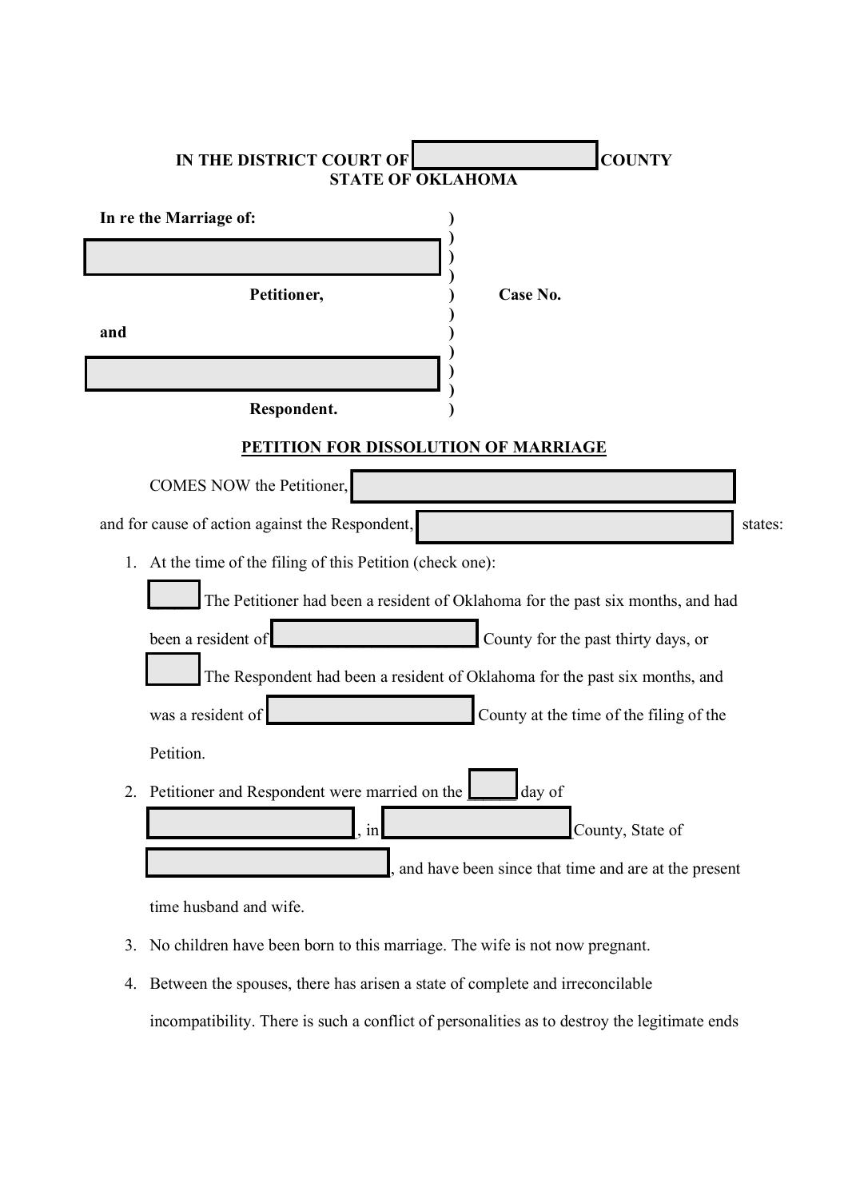**IN THE DISTRICT COURT OF ____________ COUNTY**
**STATE OF OKLAHOMA**

**In re the Marriage of:**

____________________

**Petitioner,** **Case No.**

**and**

____________________

**Respondent.**

**PETITION FOR DISSOLUTION OF MARRIAGE**

COMES NOW the Petitioner, ____________________

and for cause of action against the Respondent, ____________________ states:

1. At the time of the filing of this Petition (check one):

   [ ] The Petitioner had been a resident of Oklahoma for the past six months, and had been a resident of ____________ County for the past thirty days, or

   [ ] The Respondent had been a resident of Oklahoma for the past six months, and was a resident of ____________ County at the time of the filing of the Petition.

2. Petitioner and Respondent were married on the _____ day of ____________, in ____________ County, State of ____________, and have been since that time and are at the present time husband and wife.

3. No children have been born to this marriage. The wife is not now pregnant.

4. Between the spouses, there has arisen a state of complete and irreconcilable incompatibility. There is such a conflict of personalities as to destroy the legitimate ends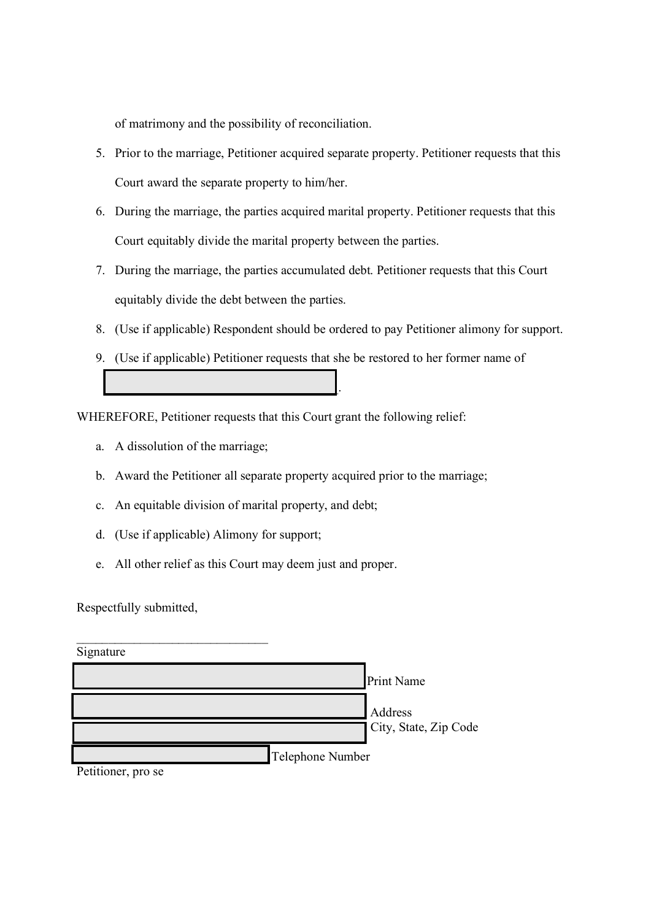of matrimony and the possibility of reconciliation.

5. Prior to the marriage, Petitioner acquired separate property. Petitioner requests that this Court award the separate property to him/her.
6. During the marriage, the parties acquired marital property. Petitioner requests that this Court equitably divide the marital property between the parties.
7. During the marriage, the parties accumulated debt. Petitioner requests that this Court equitably divide the debt between the parties.
8. (Use if applicable) Respondent should be ordered to pay Petitioner alimony for support.
9. (Use if applicable) Petitioner requests that she be restored to her former name of ______________________________.

WHEREFORE, Petitioner requests that this Court grant the following relief:

a. A dissolution of the marriage;
b. Award the Petitioner all separate property acquired prior to the marriage;
c. An equitable division of marital property, and debt;
d. (Use if applicable) Alimony for support;
e. All other relief as this Court may deem just and proper.

Respectfully submitted,

______________________________
Signature

______________________________ Print Name

______________________________ Address

______________________________ City, State, Zip Code

________________________ Telephone Number

Petitioner, pro se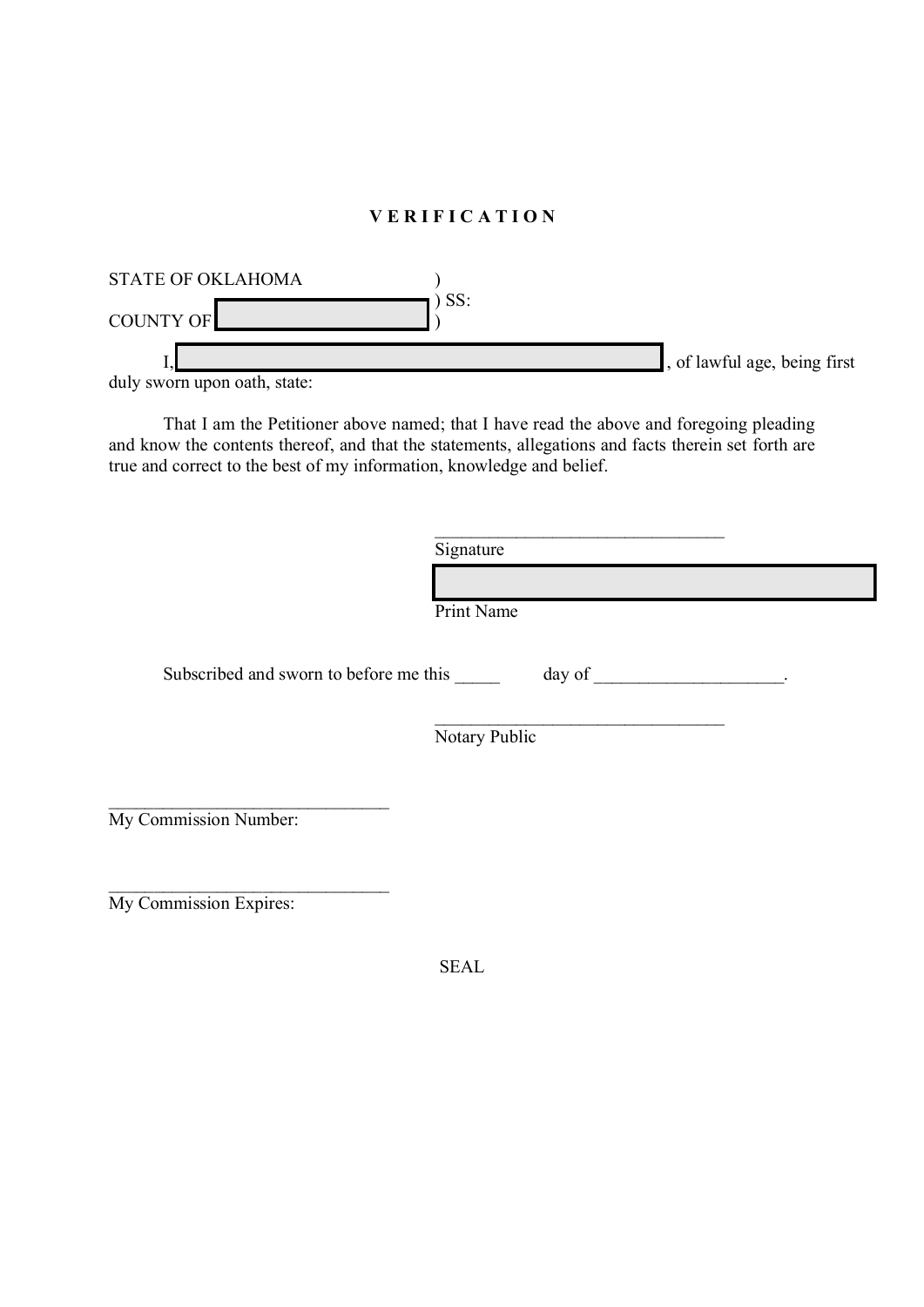# V E R I F I C A T I O N

STATE OF OKLAHOMA )
) SS:
COUNTY OF ____________ )

I, ______________________________, of lawful age, being first duly sworn upon oath, state:

That I am the Petitioner above named; that I have read the above and foregoing pleading and know the contents thereof, and that the statements, allegations and facts therein set forth are true and correct to the best of my information, knowledge and belief.

________________________________
Signature

________________________________
Print Name

Subscribed and sworn to before me this _____ day of ____________________.

________________________________
Notary Public

________________________________
My Commission Number:

________________________________
My Commission Expires:

SEAL